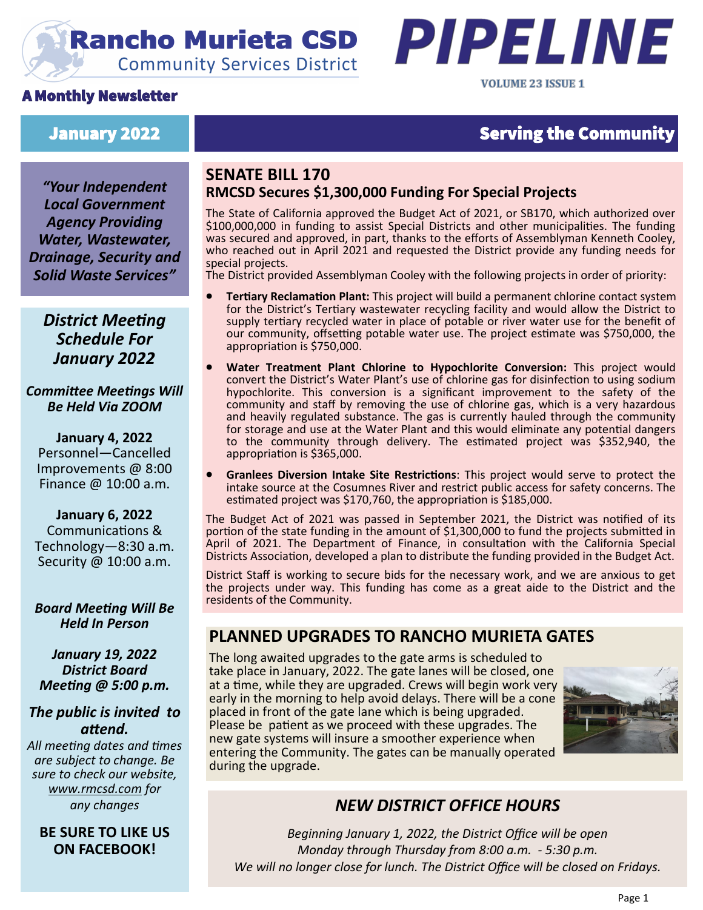# Rancho Murieta CSD
Community Services District

# PIPELINE

VOLUME 23 ISSUE 1

**A Monthly Newsletter**

**January 2022** | **Serving the Community**

***"Your Independent Local Government Agency Providing Water, Wastewater, Drainage, Security and Solid Waste Services"***

## *District Meeting Schedule For January 2022*

***Committee Meetings Will Be Held Via ZOOM***

**January 4, 2022**
Personnel—Cancelled
Improvements @ 8:00
Finance @ 10:00 a.m.

**January 6, 2022**
Communications & Technology—8:30 a.m.
Security @ 10:00 a.m.

***Board Meeting Will Be Held In Person***

***January 19, 2022 District Board Meeting @ 5:00 p.m.***

***The public is invited to attend.***

*All meeting dates and times are subject to change. Be sure to check our website, www.rmcsd.com for any changes*

**BE SURE TO LIKE US ON FACEBOOK!**

## SENATE BILL 170
### RMCSD Secures $1,300,000 Funding For Special Projects

The State of California approved the Budget Act of 2021, or SB170, which authorized over $100,000,000 in funding to assist Special Districts and other municipalities. The funding was secured and approved, in part, thanks to the efforts of Assemblyman Kenneth Cooley, who reached out in April 2021 and requested the District provide any funding needs for special projects.
The District provided Assemblyman Cooley with the following projects in order of priority:

- **Tertiary Reclamation Plant:** This project will build a permanent chlorine contact system for the District's Tertiary wastewater recycling facility and would allow the District to supply tertiary recycled water in place of potable or river water use for the benefit of our community, offsetting potable water use. The project estimate was $750,000, the appropriation is $750,000.
- **Water Treatment Plant Chlorine to Hypochlorite Conversion:** This project would convert the District's Water Plant's use of chlorine gas for disinfection to using sodium hypochlorite. This conversion is a significant improvement to the safety of the community and staff by removing the use of chlorine gas, which is a very hazardous and heavily regulated substance. The gas is currently hauled through the community for storage and use at the Water Plant and this would eliminate any potential dangers to the community through delivery. The estimated project was $352,940, the appropriation is $365,000.
- **Granlees Diversion Intake Site Restrictions**: This project would serve to protect the intake source at the Cosumnes River and restrict public access for safety concerns. The estimated project was $170,760, the appropriation is $185,000.

The Budget Act of 2021 was passed in September 2021, the District was notified of its portion of the state funding in the amount of $1,300,000 to fund the projects submitted in April of 2021. The Department of Finance, in consultation with the California Special Districts Association, developed a plan to distribute the funding provided in the Budget Act.

District Staff is working to secure bids for the necessary work, and we are anxious to get the projects under way. This funding has come as a great aide to the District and the residents of the Community.

## PLANNED UPGRADES TO RANCHO MURIETA GATES

The long awaited upgrades to the gate arms is scheduled to take place in January, 2022. The gate lanes will be closed, one at a time, while they are upgraded. Crews will begin work very early in the morning to help avoid delays. There will be a cone placed in front of the gate lane which is being upgraded. Please be patient as we proceed with these upgrades. The new gate systems will insure a smoother experience when entering the Community. The gates can be manually operated during the upgrade.

## *NEW DISTRICT OFFICE HOURS*

*Beginning January 1, 2022, the District Office will be open Monday through Thursday from 8:00 a.m. - 5:30 p.m. We will no longer close for lunch. The District Office will be closed on Fridays.*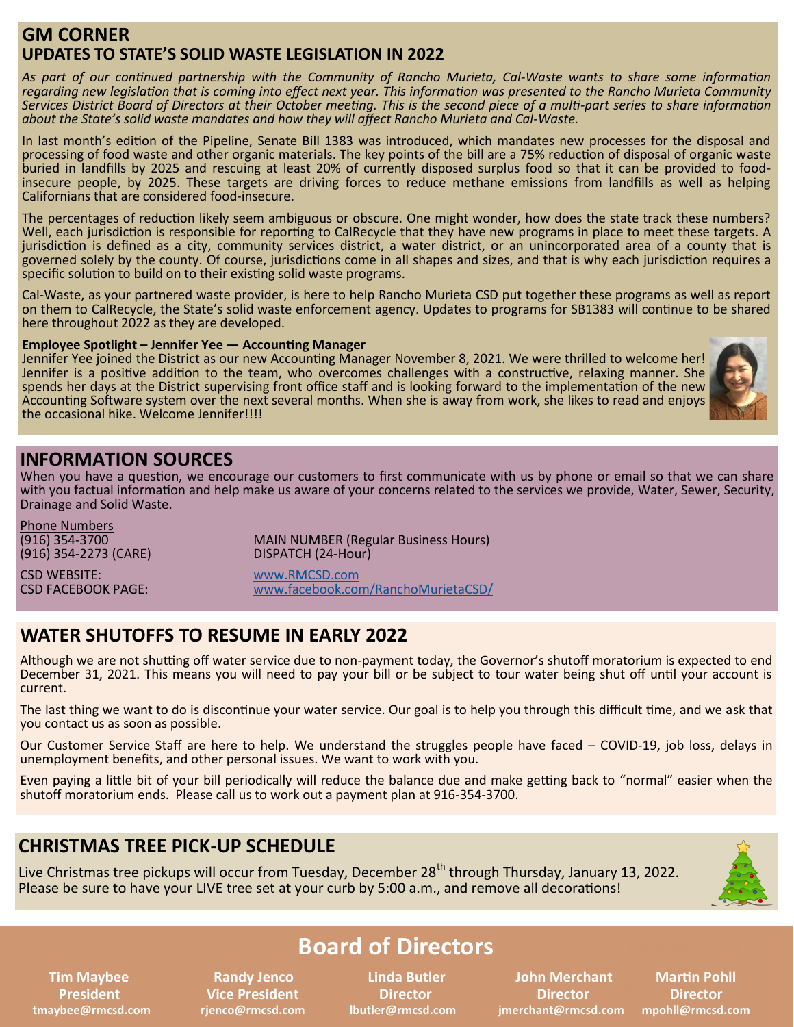## GM CORNER

## UPDATES TO STATE'S SOLID WASTE LEGISLATION IN 2022

*As part of our continued partnership with the Community of Rancho Murieta, Cal-Waste wants to share some information regarding new legislation that is coming into effect next year. This information was presented to the Rancho Murieta Community Services District Board of Directors at their October meeting. This is the second piece of a multi-part series to share information about the State's solid waste mandates and how they will affect Rancho Murieta and Cal-Waste.*

In last month's edition of the Pipeline, Senate Bill 1383 was introduced, which mandates new processes for the disposal and processing of food waste and other organic materials. The key points of the bill are a 75% reduction of disposal of organic waste buried in landfills by 2025 and rescuing at least 20% of currently disposed surplus food so that it can be provided to food-insecure people, by 2025. These targets are driving forces to reduce methane emissions from landfills as well as helping Californians that are considered food-insecure.

The percentages of reduction likely seem ambiguous or obscure. One might wonder, how does the state track these numbers? Well, each jurisdiction is responsible for reporting to CalRecycle that they have new programs in place to meet these targets. A jurisdiction is defined as a city, community services district, a water district, or an unincorporated area of a county that is governed solely by the county. Of course, jurisdictions come in all shapes and sizes, and that is why each jurisdiction requires a specific solution to build on to their existing solid waste programs.

Cal-Waste, as your partnered waste provider, is here to help Rancho Murieta CSD put together these programs as well as report on them to CalRecycle, the State's solid waste enforcement agency. Updates to programs for SB1383 will continue to be shared here throughout 2022 as they are developed.

**Employee Spotlight – Jennifer Yee — Accounting Manager**

Jennifer Yee joined the District as our new Accounting Manager November 8, 2021. We were thrilled to welcome her! Jennifer is a positive addition to the team, who overcomes challenges with a constructive, relaxing manner. She spends her days at the District supervising front office staff and is looking forward to the implementation of the new Accounting Software system over the next several months. When she is away from work, she likes to read and enjoys the occasional hike. Welcome Jennifer!!!!

## INFORMATION SOURCES

When you have a question, we encourage our customers to first communicate with us by phone or email so that we can share with you factual information and help make us aware of your concerns related to the services we provide, Water, Sewer, Security, Drainage and Solid Waste.

Phone Numbers

| | |
|---|---|
| (916) 354-3700 | MAIN NUMBER (Regular Business Hours) |
| (916) 354-2273 (CARE) | DISPATCH (24-Hour) |
| CSD WEBSITE: | www.RMCSD.com |
| CSD FACEBOOK PAGE: | www.facebook.com/RanchoMurietaCSD/ |

## WATER SHUTOFFS TO RESUME IN EARLY 2022

Although we are not shutting off water service due to non-payment today, the Governor's shutoff moratorium is expected to end December 31, 2021. This means you will need to pay your bill or be subject to tour water being shut off until your account is current.

The last thing we want to do is discontinue your water service. Our goal is to help you through this difficult time, and we ask that you contact us as soon as possible.

Our Customer Service Staff are here to help. We understand the struggles people have faced – COVID-19, job loss, delays in unemployment benefits, and other personal issues. We want to work with you.

Even paying a little bit of your bill periodically will reduce the balance due and make getting back to "normal" easier when the shutoff moratorium ends. Please call us to work out a payment plan at 916-354-3700.

## CHRISTMAS TREE PICK-UP SCHEDULE

Live Christmas tree pickups will occur from Tuesday, December 28th through Thursday, January 13, 2022. Please be sure to have your LIVE tree set at your curb by 5:00 a.m., and remove all decorations!

## Board of Directors

| Tim Maybee | Randy Jenco | Linda Butler | John Merchant | Martin Pohll |
|---|---|---|---|---|
| President | Vice President | Director | Director | Director |
| tmaybee@rmcsd.com | rjenco@rmcsd.com | lbutler@rmcsd.com | jmerchant@rmcsd.com | mpohll@rmcsd.com |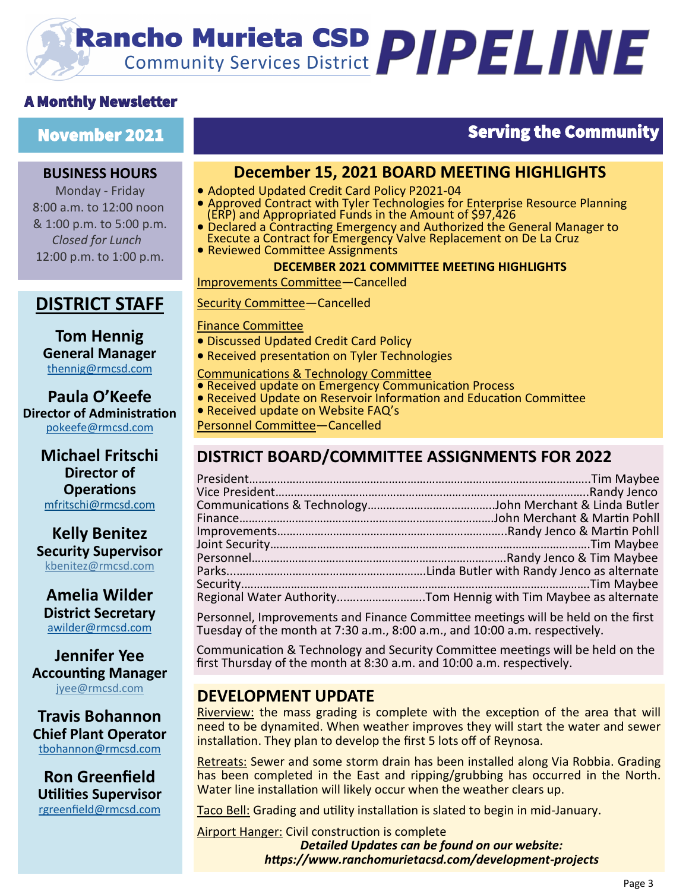# Rancho Murieta CSD PIPELINE

Community Services District

**A Monthly Newsletter**

**November 2021**

**Serving the Community**

**BUSINESS HOURS**

Monday - Friday
8:00 a.m. to 12:00 noon
& 1:00 p.m. to 5:00 p.m.
*Closed for Lunch*
12:00 p.m. to 1:00 p.m.

## DISTRICT STAFF

**Tom Hennig**
**General Manager**
thennig@rmcsd.com

**Paula O'Keefe**
**Director of Administration**
pokeefe@rmcsd.com

**Michael Fritschi**
**Director of Operations**
mfritschi@rmcsd.com

**Kelly Benitez**
**Security Supervisor**
kbenitez@rmcsd.com

**Amelia Wilder**
**District Secretary**
awilder@rmcsd.com

**Jennifer Yee**
**Accounting Manager**
jyee@rmcsd.com

**Travis Bohannon**
**Chief Plant Operator**
tbohannon@rmcsd.com

**Ron Greenfield**
**Utilities Supervisor**
rgreenfield@rmcsd.com

## December 15, 2021 BOARD MEETING HIGHLIGHTS

- Adopted Updated Credit Card Policy P2021-04
- Approved Contract with Tyler Technologies for Enterprise Resource Planning (ERP) and Appropriated Funds in the Amount of $97,426
- Declared a Contracting Emergency and Authorized the General Manager to Execute a Contract for Emergency Valve Replacement on De La Cruz
- Reviewed Committee Assignments

### DECEMBER 2021 COMMITTEE MEETING HIGHLIGHTS

Improvements Committee—Cancelled

Security Committee—Cancelled

Finance Committee
- Discussed Updated Credit Card Policy
- Received presentation on Tyler Technologies

Communications & Technology Committee
- Received update on Emergency Communication Process
- Received Update on Reservoir Information and Education Committee
- Received update on Website FAQ's

Personnel Committee—Cancelled

## DISTRICT BOARD/COMMITTEE ASSIGNMENTS FOR 2022

| Position | Assignment |
|---|---|
| President | Tim Maybee |
| Vice President | Randy Jenco |
| Communications & Technology | John Merchant & Linda Butler |
| Finance | John Merchant & Martin Pohll |
| Improvements | Randy Jenco & Martin Pohll |
| Joint Security | Tim Maybee |
| Personnel | Randy Jenco & Tim Maybee |
| Parks | Linda Butler with Randy Jenco as alternate |
| Security | Tim Maybee |
| Regional Water Authority | Tom Hennig with Tim Maybee as alternate |

Personnel, Improvements and Finance Committee meetings will be held on the first Tuesday of the month at 7:30 a.m., 8:00 a.m., and 10:00 a.m. respectively.

Communication & Technology and Security Committee meetings will be held on the first Thursday of the month at 8:30 a.m. and 10:00 a.m. respectively.

## DEVELOPMENT UPDATE

Riverview: the mass grading is complete with the exception of the area that will need to be dynamited. When weather improves they will start the water and sewer installation. They plan to develop the first 5 lots off of Reynosa.

Retreats: Sewer and some storm drain has been installed along Via Robbia. Grading has been completed in the East and ripping/grubbing has occurred in the North. Water line installation will likely occur when the weather clears up.

Taco Bell: Grading and utility installation is slated to begin in mid-January.

Airport Hanger: Civil construction is complete

***Detailed Updates can be found on our website:***
***https://www.ranchomurietacsd.com/development-projects***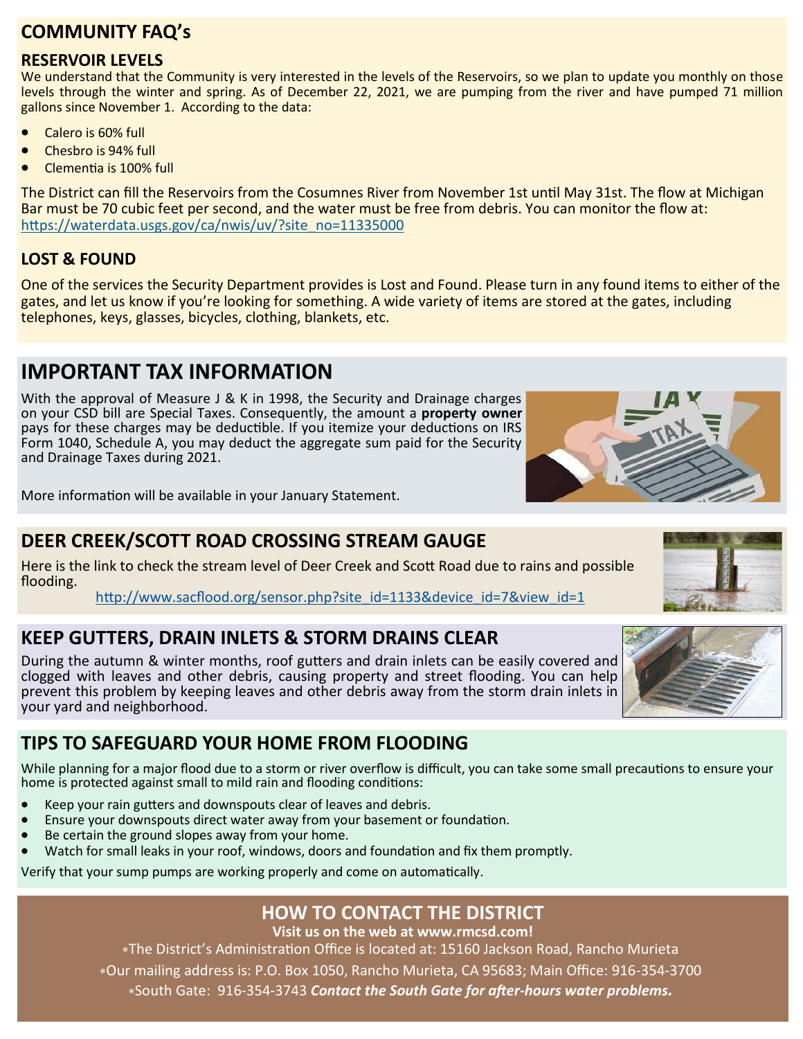## COMMUNITY FAQ's

### RESERVOIR LEVELS

We understand that the Community is very interested in the levels of the Reservoirs, so we plan to update you monthly on those levels through the winter and spring. As of December 22, 2021, we are pumping from the river and have pumped 71 million gallons since November 1. According to the data:

- Calero is 60% full
- Chesbro is 94% full
- Clementia is 100% full

The District can fill the Reservoirs from the Cosumnes River from November 1st until May 31st. The flow at Michigan Bar must be 70 cubic feet per second, and the water must be free from debris. You can monitor the flow at: https://waterdata.usgs.gov/ca/nwis/uv/?site_no=11335000

### LOST & FOUND

One of the services the Security Department provides is Lost and Found. Please turn in any found items to either of the gates, and let us know if you're looking for something. A wide variety of items are stored at the gates, including telephones, keys, glasses, bicycles, clothing, blankets, etc.

## IMPORTANT TAX INFORMATION

With the approval of Measure J & K in 1998, the Security and Drainage charges on your CSD bill are Special Taxes. Consequently, the amount a **property owner** pays for these charges may be deductible. If you itemize your deductions on IRS Form 1040, Schedule A, you may deduct the aggregate sum paid for the Security and Drainage Taxes during 2021.

More information will be available in your January Statement.

## DEER CREEK/SCOTT ROAD CROSSING STREAM GAUGE

Here is the link to check the stream level of Deer Creek and Scott Road due to rains and possible flooding.

http://www.sacflood.org/sensor.php?site_id=1133&device_id=7&view_id=1

## KEEP GUTTERS, DRAIN INLETS & STORM DRAINS CLEAR

During the autumn & winter months, roof gutters and drain inlets can be easily covered and clogged with leaves and other debris, causing property and street flooding. You can help prevent this problem by keeping leaves and other debris away from the storm drain inlets in your yard and neighborhood.

## TIPS TO SAFEGUARD YOUR HOME FROM FLOODING

While planning for a major flood due to a storm or river overflow is difficult, you can take some small precautions to ensure your home is protected against small to mild rain and flooding conditions:

- Keep your rain gutters and downspouts clear of leaves and debris.
- Ensure your downspouts direct water away from your basement or foundation.
- Be certain the ground slopes away from your home.
- Watch for small leaks in your roof, windows, doors and foundation and fix them promptly.

Verify that your sump pumps are working properly and come on automatically.

## HOW TO CONTACT THE DISTRICT

**Visit us on the web at www.rmcsd.com!**

- The District's Administration Office is located at: 15160 Jackson Road, Rancho Murieta
- Our mailing address is: P.O. Box 1050, Rancho Murieta, CA 95683; Main Office: 916-354-3700
- South Gate: 916-354-3743 ***Contact the South Gate for after-hours water problems.***